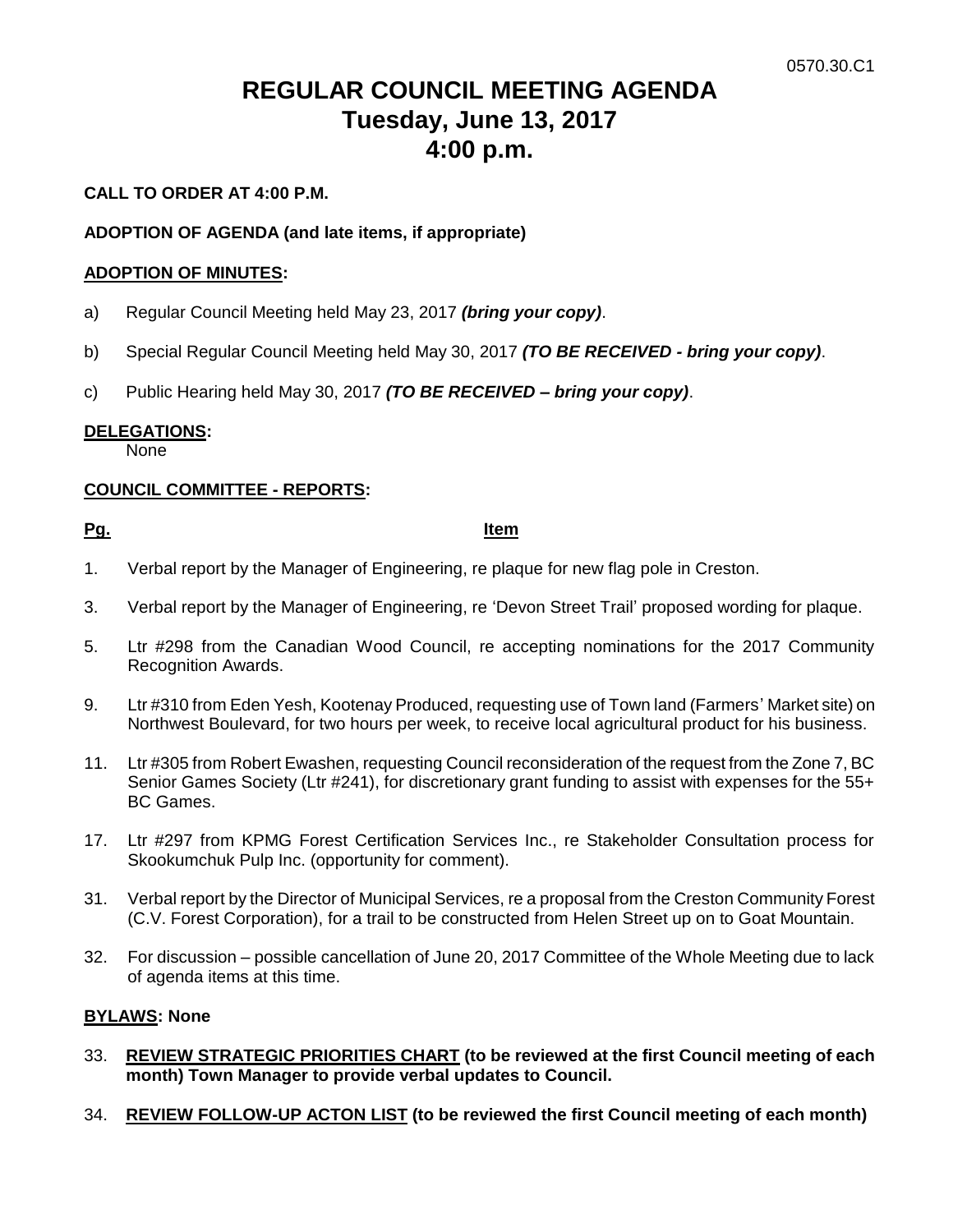0570.30.C1

# REGULAR COUNCIL MEETING AGENDA
# Tuesday, June 13, 2017
# 4:00 p.m.

**CALL TO ORDER AT 4:00 P.M.**

**ADOPTION OF AGENDA (and late items, if appropriate)**

**ADOPTION OF MINUTES:**

a) Regular Council Meeting held May 23, 2017 ***(bring your copy)***.

b) Special Regular Council Meeting held May 30, 2017 ***(TO BE RECEIVED - bring your copy)***.

c) Public Hearing held May 30, 2017 ***(TO BE RECEIVED – bring your copy)***.

**DELEGATIONS:**
None

**COUNCIL COMMITTEE - REPORTS:**

**Pg.** **Item**

1. Verbal report by the Manager of Engineering, re plaque for new flag pole in Creston.

3. Verbal report by the Manager of Engineering, re 'Devon Street Trail' proposed wording for plaque.

5. Ltr #298 from the Canadian Wood Council, re accepting nominations for the 2017 Community Recognition Awards.

9. Ltr #310 from Eden Yesh, Kootenay Produced, requesting use of Town land (Farmers' Market site) on Northwest Boulevard, for two hours per week, to receive local agricultural product for his business.

11. Ltr #305 from Robert Ewashen, requesting Council reconsideration of the request from the Zone 7, BC Senior Games Society (Ltr #241), for discretionary grant funding to assist with expenses for the 55+ BC Games.

17. Ltr #297 from KPMG Forest Certification Services Inc., re Stakeholder Consultation process for Skookumchuk Pulp Inc. (opportunity for comment).

31. Verbal report by the Director of Municipal Services, re a proposal from the Creston Community Forest (C.V. Forest Corporation), for a trail to be constructed from Helen Street up on to Goat Mountain.

32. For discussion – possible cancellation of June 20, 2017 Committee of the Whole Meeting due to lack of agenda items at this time.

**BYLAWS: None**

33. **REVIEW STRATEGIC PRIORITIES CHART (to be reviewed at the first Council meeting of each month) Town Manager to provide verbal updates to Council.**

34. **REVIEW FOLLOW-UP ACTON LIST (to be reviewed the first Council meeting of each month)**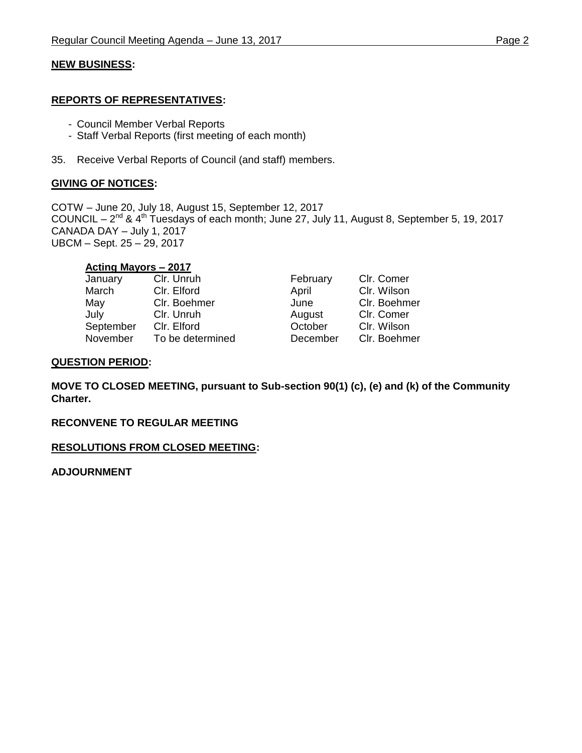**NEW BUSINESS:**

**REPORTS OF REPRESENTATIVES:**

- Council Member Verbal Reports
- Staff Verbal Reports (first meeting of each month)

35. Receive Verbal Reports of Council (and staff) members.

**GIVING OF NOTICES:**

COTW – June 20, July 18, August 15, September 12, 2017
COUNCIL – 2nd & 4th Tuesdays of each month; June 27, July 11, August 8, September 5, 19, 2017
CANADA DAY – July 1, 2017
UBCM – Sept. 25 – 29, 2017

**Acting Mayors – 2017**

| | | | |
|---|---|---|---|
| January | Clr. Unruh | February | Clr. Comer |
| March | Clr. Elford | April | Clr. Wilson |
| May | Clr. Boehmer | June | Clr. Boehmer |
| July | Clr. Unruh | August | Clr. Comer |
| September | Clr. Elford | October | Clr. Wilson |
| November | To be determined | December | Clr. Boehmer |

**QUESTION PERIOD:**

**MOVE TO CLOSED MEETING, pursuant to Sub-section 90(1) (c), (e) and (k) of the Community Charter.**

**RECONVENE TO REGULAR MEETING**

**RESOLUTIONS FROM CLOSED MEETING:**

**ADJOURNMENT**